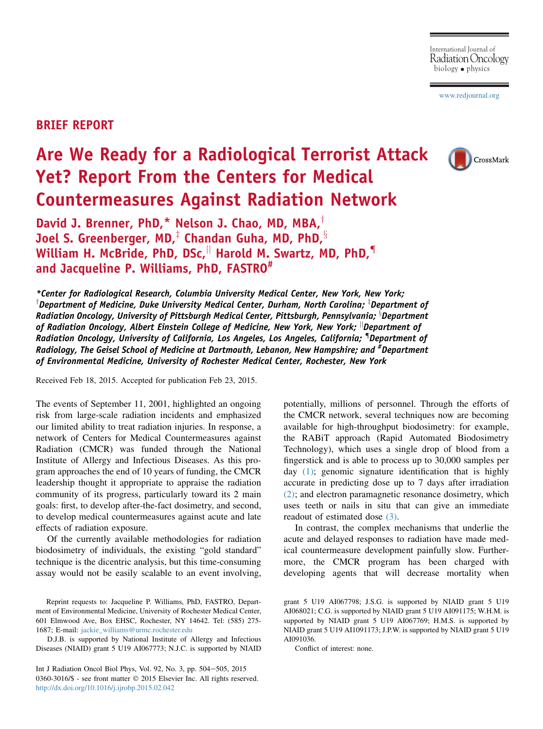BRIEF REPORT

# Are We Ready for a Radiological Terrorist Attack Yet? Report From the Centers for Medical Countermeasures Against Radiation Network

**David J. Brenner, PhD,* Nelson J. Chao, MD, MBA,† Joel S. Greenberger, MD,‡ Chandan Guha, MD, PhD,§ William H. McBride, PhD, DSc,‖ Harold M. Swartz, MD, PhD,¶ and Jacqueline P. Williams, PhD, FASTRO#**

*\*Center for Radiological Research, Columbia University Medical Center, New York, New York; †Department of Medicine, Duke University Medical Center, Durham, North Carolina; ‡Department of Radiation Oncology, University of Pittsburgh Medical Center, Pittsburgh, Pennsylvania; §Department of Radiation Oncology, Albert Einstein College of Medicine, New York, New York; ‖Department of Radiation Oncology, University of California, Los Angeles, Los Angeles, California; ¶Department of Radiology, The Geisel School of Medicine at Dartmouth, Lebanon, New Hampshire; and #Department of Environmental Medicine, University of Rochester Medical Center, Rochester, New York*

Received Feb 18, 2015. Accepted for publication Feb 23, 2015.

The events of September 11, 2001, highlighted an ongoing risk from large-scale radiation incidents and emphasized our limited ability to treat radiation injuries. In response, a network of Centers for Medical Countermeasures against Radiation (CMCR) was funded through the National Institute of Allergy and Infectious Diseases. As this program approaches the end of 10 years of funding, the CMCR leadership thought it appropriate to appraise the radiation community of its progress, particularly toward its 2 main goals: first, to develop after-the-fact dosimetry, and second, to develop medical countermeasures against acute and late effects of radiation exposure.

Of the currently available methodologies for radiation biodosimetry of individuals, the existing "gold standard" technique is the dicentric analysis, but this time-consuming assay would not be easily scalable to an event involving, potentially, millions of personnel. Through the efforts of the CMCR network, several techniques now are becoming available for high-throughput biodosimetry: for example, the RABiT approach (Rapid Automated Biodosimetry Technology), which uses a single drop of blood from a fingerstick and is able to process up to 30,000 samples per day (1); genomic signature identification that is highly accurate in predicting dose up to 7 days after irradiation (2); and electron paramagnetic resonance dosimetry, which uses teeth or nails in situ that can give an immediate readout of estimated dose (3).

In contrast, the complex mechanisms that underlie the acute and delayed responses to radiation have made medical countermeasure development painfully slow. Furthermore, the CMCR program has been charged with developing agents that will decrease mortality when

Reprint requests to: Jacqueline P. Williams, PhD, FASTRO, Department of Environmental Medicine, University of Rochester Medical Center, 601 Elmwood Ave, Box EHSC, Rochester, NY 14642. Tel: (585) 275-1687; E-mail: jackie_williams@urmc.rochester.edu

D.J.B. is supported by National Institute of Allergy and Infectious Diseases (NIAID) grant 5 U19 AI067773; N.J.C. is supported by NIAID grant 5 U19 AI067798; J.S.G. is supported by NIAID grant 5 U19 AI068021; C.G. is supported by NIAID grant 5 U19 AI091175; W.H.M. is supported by NIAID grant 5 U19 AI067769; H.M.S. is supported by NIAID grant 5 U19 AI1091173; J.P.W. is supported by NIAID grant 5 U19 AI091036.

Conflict of interest: none.

0360-3016/$ - see front matter © 2015 Elsevier Inc. All rights reserved.
http://dx.doi.org/10.1016/j.ijrobp.2015.02.042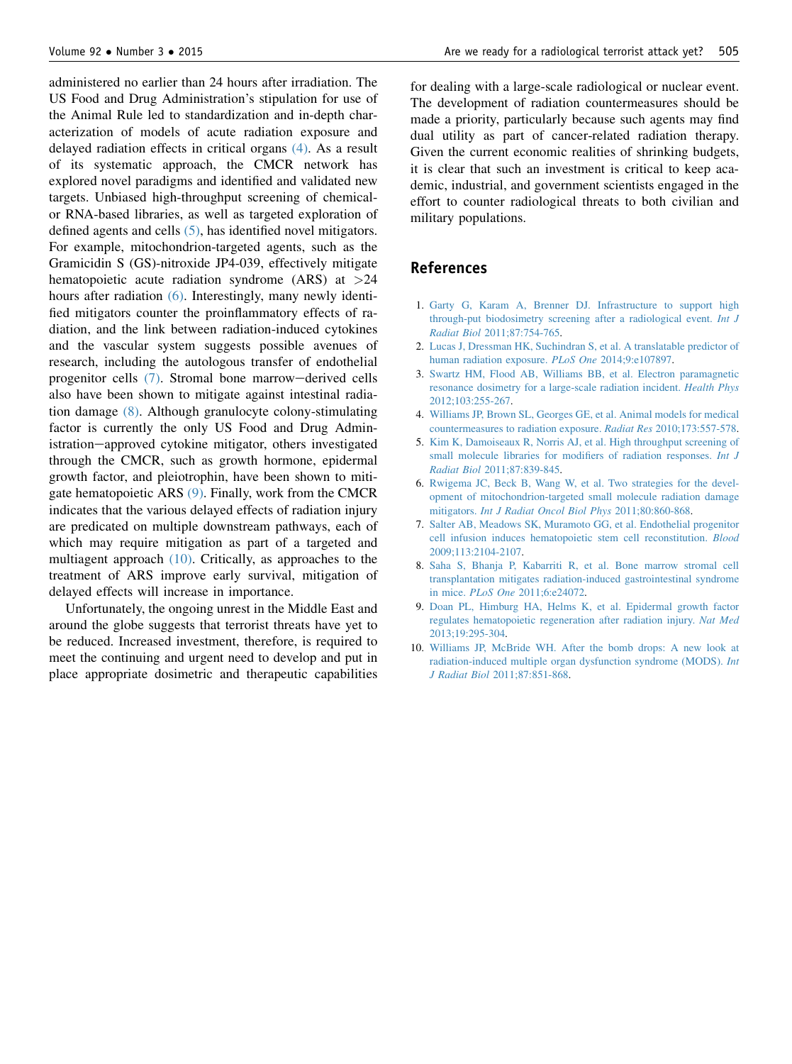administered no earlier than 24 hours after irradiation. The US Food and Drug Administration's stipulation for use of the Animal Rule led to standardization and in-depth characterization of models of acute radiation exposure and delayed radiation effects in critical organs (4). As a result of its systematic approach, the CMCR network has explored novel paradigms and identified and validated new targets. Unbiased high-throughput screening of chemical- or RNA-based libraries, as well as targeted exploration of defined agents and cells (5), has identified novel mitigators. For example, mitochondrion-targeted agents, such as the Gramicidin S (GS)-nitroxide JP4-039, effectively mitigate hematopoietic acute radiation syndrome (ARS) at >24 hours after radiation (6). Interestingly, many newly identified mitigators counter the proinflammatory effects of radiation, and the link between radiation-induced cytokines and the vascular system suggests possible avenues of research, including the autologous transfer of endothelial progenitor cells (7). Stromal bone marrow–derived cells also have been shown to mitigate against intestinal radiation damage (8). Although granulocyte colony-stimulating factor is currently the only US Food and Drug Administration–approved cytokine mitigator, others investigated through the CMCR, such as growth hormone, epidermal growth factor, and pleiotrophin, have been shown to mitigate hematopoietic ARS (9). Finally, work from the CMCR indicates that the various delayed effects of radiation injury are predicated on multiple downstream pathways, each of which may require mitigation as part of a targeted and multiagent approach (10). Critically, as approaches to the treatment of ARS improve early survival, mitigation of delayed effects will increase in importance.

Unfortunately, the ongoing unrest in the Middle East and around the globe suggests that terrorist threats have yet to be reduced. Increased investment, therefore, is required to meet the continuing and urgent need to develop and put in place appropriate dosimetric and therapeutic capabilities for dealing with a large-scale radiological or nuclear event. The development of radiation countermeasures should be made a priority, particularly because such agents may find dual utility as part of cancer-related radiation therapy. Given the current economic realities of shrinking budgets, it is clear that such an investment is critical to keep academic, industrial, and government scientists engaged in the effort to counter radiological threats to both civilian and military populations.

## References

1. Garty G, Karam A, Brenner DJ. Infrastructure to support high through-put biodosimetry screening after a radiological event. *Int J Radiat Biol* 2011;87:754-765.
2. Lucas J, Dressman HK, Suchindran S, et al. A translatable predictor of human radiation exposure. *PLoS One* 2014;9:e107897.
3. Swartz HM, Flood AB, Williams BB, et al. Electron paramagnetic resonance dosimetry for a large-scale radiation incident. *Health Phys* 2012;103:255-267.
4. Williams JP, Brown SL, Georges GE, et al. Animal models for medical countermeasures to radiation exposure. *Radiat Res* 2010;173:557-578.
5. Kim K, Damoiseaux R, Norris AJ, et al. High throughput screening of small molecule libraries for modifiers of radiation responses. *Int J Radiat Biol* 2011;87:839-845.
6. Rwigema JC, Beck B, Wang W, et al. Two strategies for the development of mitochondrion-targeted small molecule radiation damage mitigators. *Int J Radiat Oncol Biol Phys* 2011;80:860-868.
7. Salter AB, Meadows SK, Muramoto GG, et al. Endothelial progenitor cell infusion induces hematopoietic stem cell reconstitution. *Blood* 2009;113:2104-2107.
8. Saha S, Bhanja P, Kabarriti R, et al. Bone marrow stromal cell transplantation mitigates radiation-induced gastrointestinal syndrome in mice. *PLoS One* 2011;6:e24072.
9. Doan PL, Himburg HA, Helms K, et al. Epidermal growth factor regulates hematopoietic regeneration after radiation injury. *Nat Med* 2013;19:295-304.
10. Williams JP, McBride WH. After the bomb drops: A new look at radiation-induced multiple organ dysfunction syndrome (MODS). *Int J Radiat Biol* 2011;87:851-868.